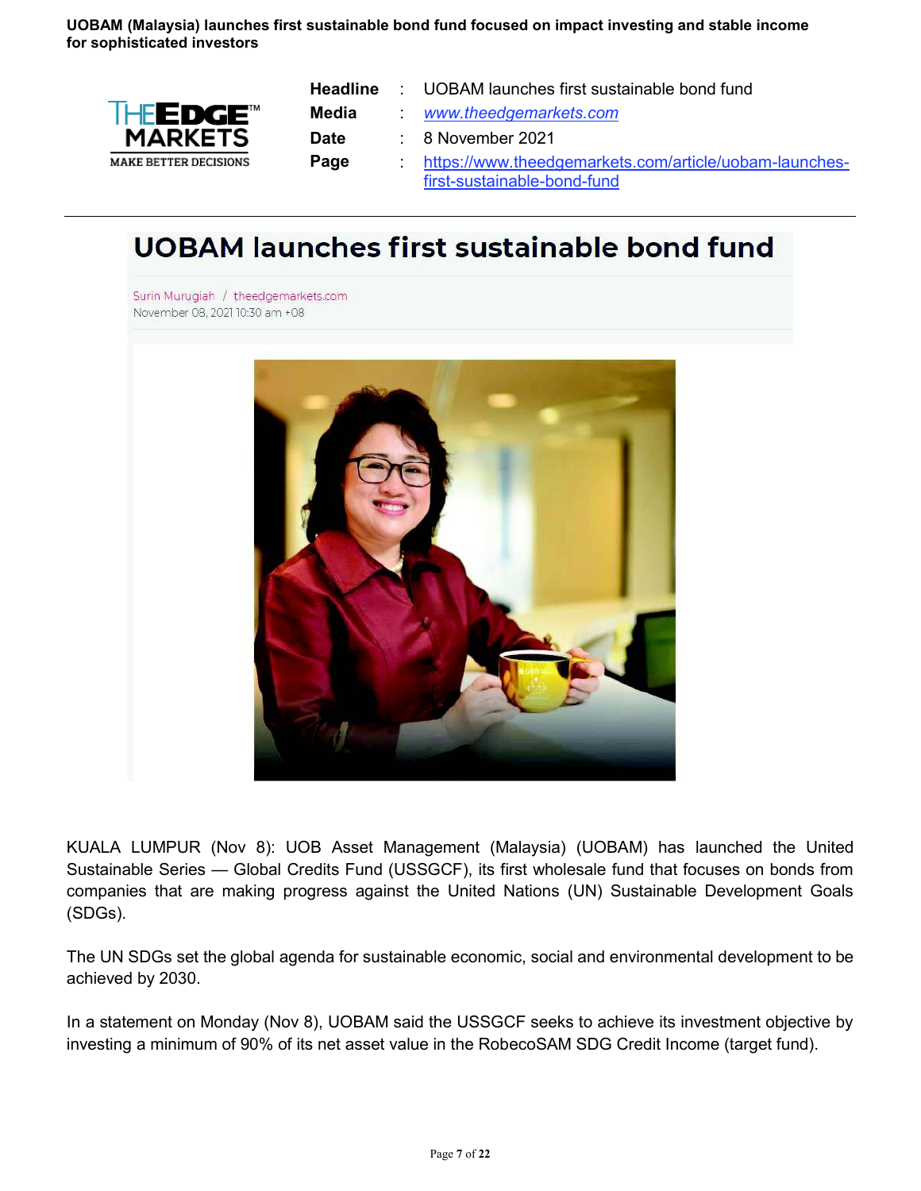**UOBAM (Malaysia) launches first sustainable bond fund focused on impact investing and stable income for sophisticated investors**

| | | |
|---|---|---|
| **Headline** | : | UOBAM launches first sustainable bond fund |
| **Media** | : | www.theedgemarkets.com |
| **Date** | : | 8 November 2021 |
| **Page** | : | https://www.theedgemarkets.com/article/uobam-launches-first-sustainable-bond-fund |

# UOBAM launches first sustainable bond fund

Surin Murugiah / theedgemarkets.com
November 08, 2021 10:30 am +08

KUALA LUMPUR (Nov 8): UOB Asset Management (Malaysia) (UOBAM) has launched the United Sustainable Series — Global Credits Fund (USSGCF), its first wholesale fund that focuses on bonds from companies that are making progress against the United Nations (UN) Sustainable Development Goals (SDGs).

The UN SDGs set the global agenda for sustainable economic, social and environmental development to be achieved by 2030.

In a statement on Monday (Nov 8), UOBAM said the USSGCF seeks to achieve its investment objective by investing a minimum of 90% of its net asset value in the RobecoSAM SDG Credit Income (target fund).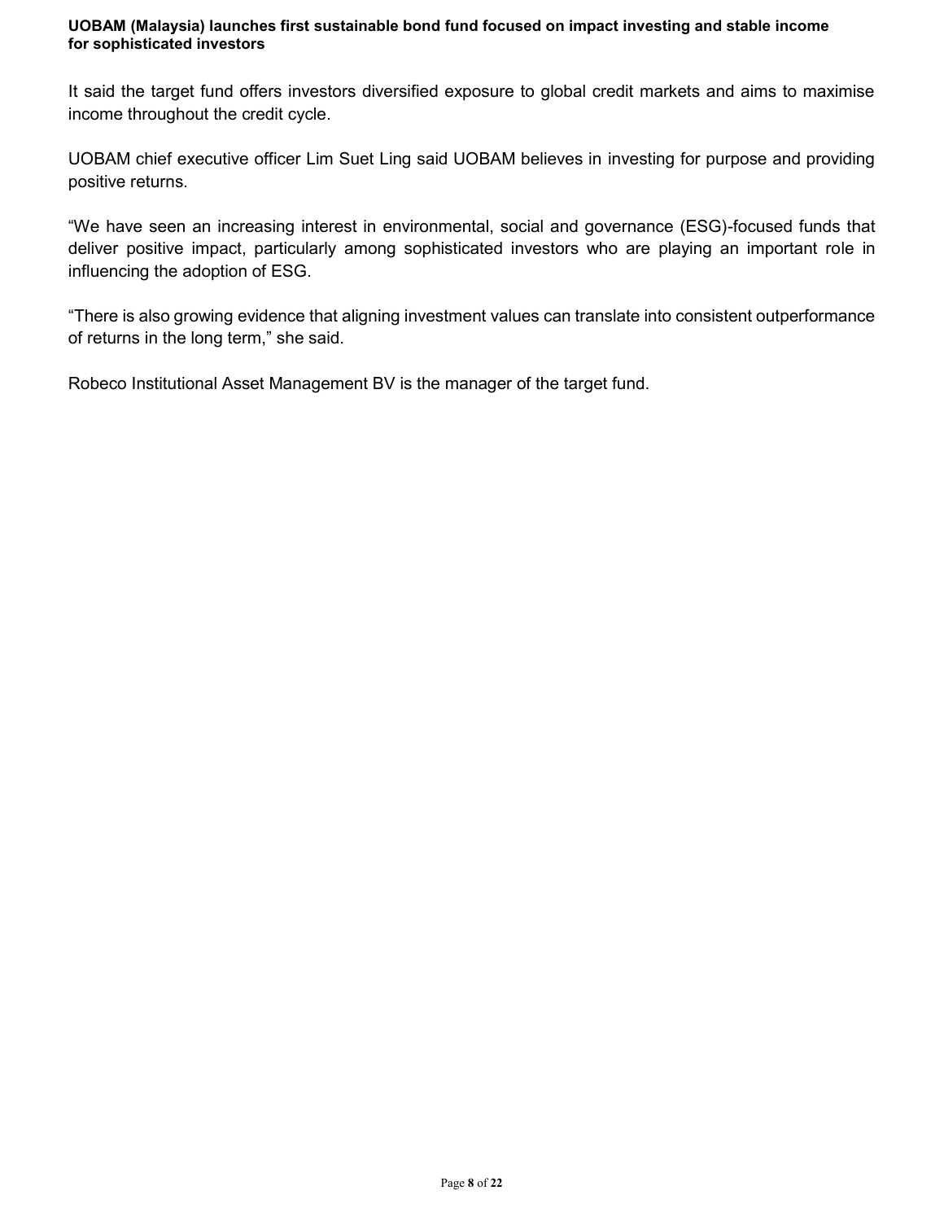It said the target fund offers investors diversified exposure to global credit markets and aims to maximise income throughout the credit cycle.

UOBAM chief executive officer Lim Suet Ling said UOBAM believes in investing for purpose and providing positive returns.

"We have seen an increasing interest in environmental, social and governance (ESG)-focused funds that deliver positive impact, particularly among sophisticated investors who are playing an important role in influencing the adoption of ESG.

"There is also growing evidence that aligning investment values can translate into consistent outperformance of returns in the long term," she said.

Robeco Institutional Asset Management BV is the manager of the target fund.